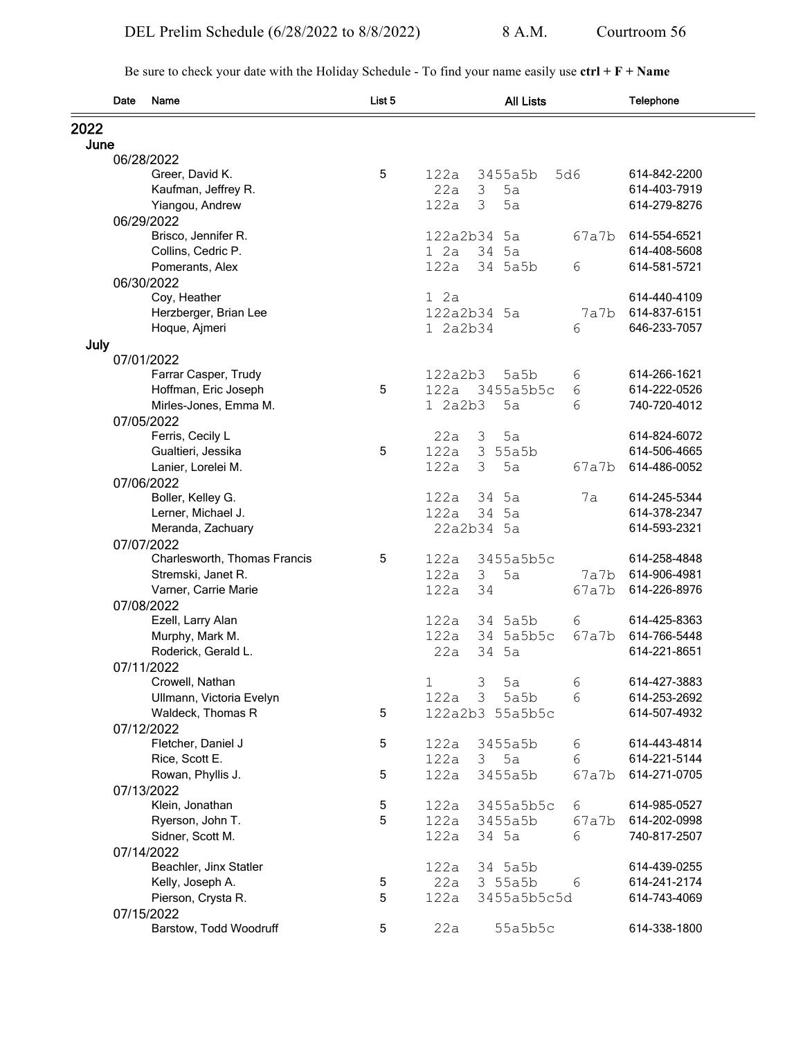# DEL Prelim Schedule (6/28/2022 to 8/8/2022) 8 A.M. Courtroom 56

Be sure to check your date with the Holiday Schedule - To find your name easily use **ctrl + F + Name**

| Date | Name | List 5 | All Lists | Telephone |
|---|---|---|---|---|
| **2022** | | | | |
| **June** | | | | |
| 06/28/2022 | | | | |
| | Greer, David K. | 5 | 122a 3455a5b 5d6 | 614-842-2200 |
| | Kaufman, Jeffrey R. | | 22a 3 5a | 614-403-7919 |
| | Yiangou, Andrew | | 122a 3 5a | 614-279-8276 |
| 06/29/2022 | | | | |
| | Brisco, Jennifer R. | | 122a2b34 5a 67a7b | 614-554-6521 |
| | Collins, Cedric P. | | 1 2a 34 5a | 614-408-5608 |
| | Pomerants, Alex | | 122a 34 5a5b 6 | 614-581-5721 |
| 06/30/2022 | | | | |
| | Coy, Heather | | 1 2a | 614-440-4109 |
| | Herzberger, Brian Lee | | 122a2b34 5a 7a7b | 614-837-6151 |
| | Hoque, Ajmeri | | 1 2a2b34 6 | 646-233-7057 |
| **July** | | | | |
| 07/01/2022 | | | | |
| | Farrar Casper, Trudy | | 122a2b3 5a5b 6 | 614-266-1621 |
| | Hoffman, Eric Joseph | 5 | 122a 3455a5b5c 6 | 614-222-0526 |
| | Mirles-Jones, Emma M. | | 1 2a2b3 5a 6 | 740-720-4012 |
| 07/05/2022 | | | | |
| | Ferris, Cecily L | | 22a 3 5a | 614-824-6072 |
| | Gualtieri, Jessika | 5 | 122a 3 55a5b | 614-506-4665 |
| | Lanier, Lorelei M. | | 122a 3 5a 67a7b | 614-486-0052 |
| 07/06/2022 | | | | |
| | Boller, Kelley G. | | 122a 34 5a 7a | 614-245-5344 |
| | Lerner, Michael J. | | 122a 34 5a | 614-378-2347 |
| | Meranda, Zachuary | | 22a2b34 5a | 614-593-2321 |
| 07/07/2022 | | | | |
| | Charlesworth, Thomas Francis | 5 | 122a 3455a5b5c | 614-258-4848 |
| | Stremski, Janet R. | | 122a 3 5a 7a7b | 614-906-4981 |
| | Varner, Carrie Marie | | 122a 34 67a7b | 614-226-8976 |
| 07/08/2022 | | | | |
| | Ezell, Larry Alan | | 122a 34 5a5b 6 | 614-425-8363 |
| | Murphy, Mark M. | | 122a 34 5a5b5c 67a7b | 614-766-5448 |
| | Roderick, Gerald L. | | 22a 34 5a | 614-221-8651 |
| 07/11/2022 | | | | |
| | Crowell, Nathan | | 1 3 5a 6 | 614-427-3883 |
| | Ullmann, Victoria Evelyn | | 122a 3 5a5b 6 | 614-253-2692 |
| | Waldeck, Thomas R | 5 | 122a2b3 55a5b5c | 614-507-4932 |
| 07/12/2022 | | | | |
| | Fletcher, Daniel J | 5 | 122a 3455a5b 6 | 614-443-4814 |
| | Rice, Scott E. | | 122a 3 5a 6 | 614-221-5144 |
| | Rowan, Phyllis J. | 5 | 122a 3455a5b 67a7b | 614-271-0705 |
| 07/13/2022 | | | | |
| | Klein, Jonathan | 5 | 122a 3455a5b5c 6 | 614-985-0527 |
| | Ryerson, John T. | 5 | 122a 3455a5b 67a7b | 614-202-0998 |
| | Sidner, Scott M. | | 122a 34 5a 6 | 740-817-2507 |
| 07/14/2022 | | | | |
| | Beachler, Jinx Statler | | 122a 34 5a5b | 614-439-0255 |
| | Kelly, Joseph A. | 5 | 22a 3 55a5b 6 | 614-241-2174 |
| | Pierson, Crysta R. | 5 | 122a 3455a5b5c5d | 614-743-4069 |
| 07/15/2022 | | | | |
| | Barstow, Todd Woodruff | 5 | 22a 55a5b5c | 614-338-1800 |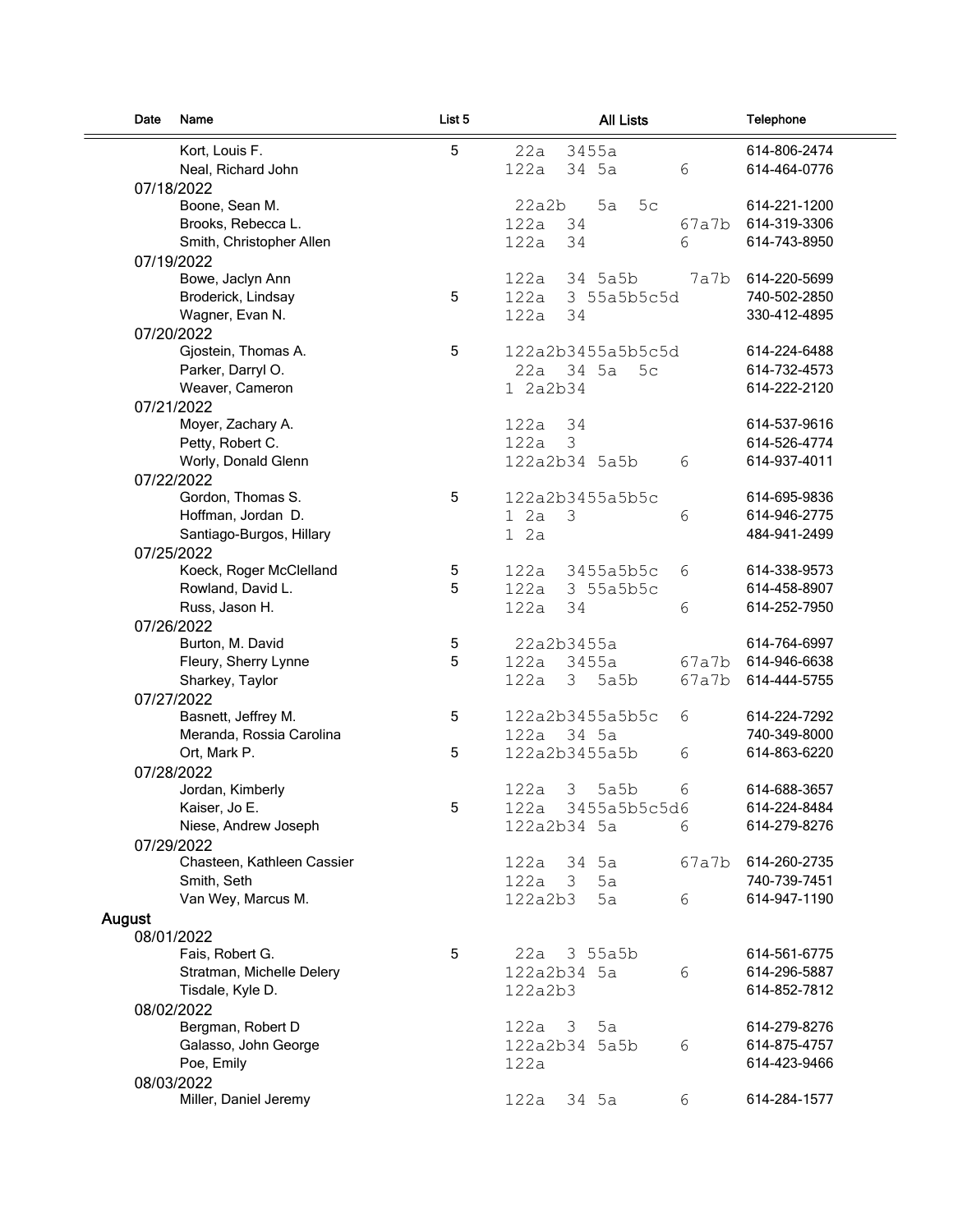| Date | Name | List 5 | All Lists | Telephone |
|---|---|---|---|---|
| | Kort, Louis F. | 5 | 22a 3455a | 614-806-2474 |
| | Neal, Richard John | | 122a 34 5a 6 | 614-464-0776 |
| 07/18/2022 | | | | |
| | Boone, Sean M. | | 22a2b 5a 5c | 614-221-1200 |
| | Brooks, Rebecca L. | | 122a 34 67a7b | 614-319-3306 |
| | Smith, Christopher Allen | | 122a 34 6 | 614-743-8950 |
| 07/19/2022 | | | | |
| | Bowe, Jaclyn Ann | | 122a 34 5a5b 7a7b | 614-220-5699 |
| | Broderick, Lindsay | 5 | 122a 3 55a5b5c5d | 740-502-2850 |
| | Wagner, Evan N. | | 122a 34 | 330-412-4895 |
| 07/20/2022 | | | | |
| | Gjostein, Thomas A. | 5 | 122a2b3455a5b5c5d | 614-224-6488 |
| | Parker, Darryl O. | | 22a 34 5a 5c | 614-732-4573 |
| | Weaver, Cameron | | 1 2a2b34 | 614-222-2120 |
| 07/21/2022 | | | | |
| | Moyer, Zachary A. | | 122a 34 | 614-537-9616 |
| | Petty, Robert C. | | 122a 3 | 614-526-4774 |
| | Worly, Donald Glenn | | 122a2b34 5a5b 6 | 614-937-4011 |
| 07/22/2022 | | | | |
| | Gordon, Thomas S. | 5 | 122a2b3455a5b5c | 614-695-9836 |
| | Hoffman, Jordan D. | | 1 2a 3 6 | 614-946-2775 |
| | Santiago-Burgos, Hillary | | 1 2a | 484-941-2499 |
| 07/25/2022 | | | | |
| | Koeck, Roger McClelland | 5 | 122a 3455a5b5c 6 | 614-338-9573 |
| | Rowland, David L. | 5 | 122a 3 55a5b5c | 614-458-8907 |
| | Russ, Jason H. | | 122a 34 6 | 614-252-7950 |
| 07/26/2022 | | | | |
| | Burton, M. David | 5 | 22a2b3455a | 614-764-6997 |
| | Fleury, Sherry Lynne | 5 | 122a 3455a 67a7b | 614-946-6638 |
| | Sharkey, Taylor | | 122a 3 5a5b 67a7b | 614-444-5755 |
| 07/27/2022 | | | | |
| | Basnett, Jeffrey M. | 5 | 122a2b3455a5b5c 6 | 614-224-7292 |
| | Meranda, Rossia Carolina | | 122a 34 5a | 740-349-8000 |
| | Ort, Mark P. | 5 | 122a2b3455a5b 6 | 614-863-6220 |
| 07/28/2022 | | | | |
| | Jordan, Kimberly | | 122a 3 5a5b 6 | 614-688-3657 |
| | Kaiser, Jo E. | 5 | 122a 3455a5b5c5d6 | 614-224-8484 |
| | Niese, Andrew Joseph | | 122a2b34 5a 6 | 614-279-8276 |
| 07/29/2022 | | | | |
| | Chasteen, Kathleen Cassier | | 122a 34 5a 67a7b | 614-260-2735 |
| | Smith, Seth | | 122a 3 5a | 740-739-7451 |
| | Van Wey, Marcus M. | | 122a2b3 5a 6 | 614-947-1190 |
| **August** | | | | |
| 08/01/2022 | | | | |
| | Fais, Robert G. | 5 | 22a 3 55a5b | 614-561-6775 |
| | Stratman, Michelle Delery | | 122a2b34 5a 6 | 614-296-5887 |
| | Tisdale, Kyle D. | | 122a2b3 | 614-852-7812 |
| 08/02/2022 | | | | |
| | Bergman, Robert D | | 122a 3 5a | 614-279-8276 |
| | Galasso, John George | | 122a2b34 5a5b 6 | 614-875-4757 |
| | Poe, Emily | | 122a | 614-423-9466 |
| 08/03/2022 | | | | |
| | Miller, Daniel Jeremy | | 122a 34 5a 6 | 614-284-1577 |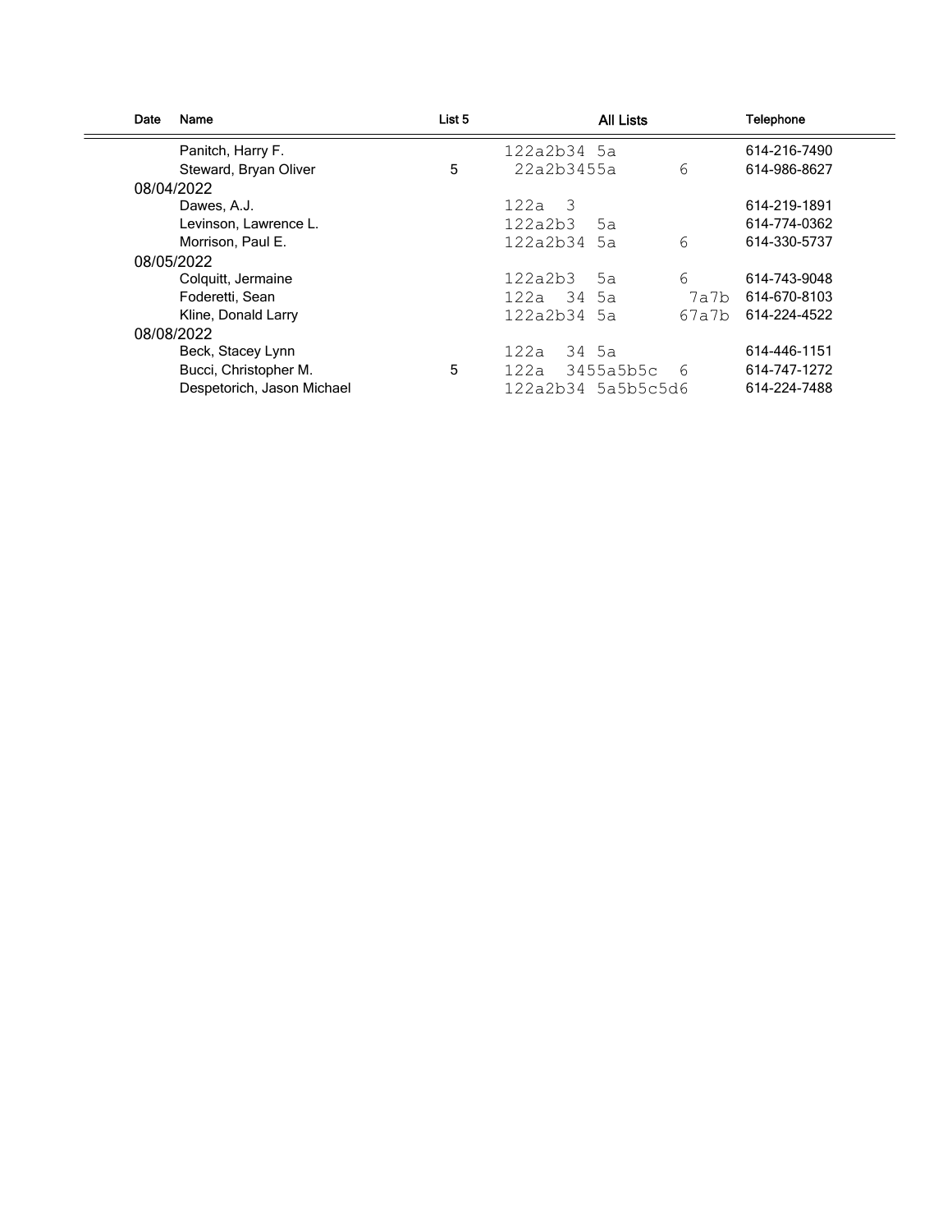| Date | Name | List 5 | All Lists | Telephone |
|---|---|---|---|---|
| | Panitch, Harry F. | | 122a2b34 5a | 614-216-7490 |
| | Steward, Bryan Oliver | 5 | 22a2b3455a 6 | 614-986-8627 |
| 08/04/2022 | | | | |
| | Dawes, A.J. | | 122a 3 | 614-219-1891 |
| | Levinson, Lawrence L. | | 122a2b3 5a | 614-774-0362 |
| | Morrison, Paul E. | | 122a2b34 5a 6 | 614-330-5737 |
| 08/05/2022 | | | | |
| | Colquitt, Jermaine | | 122a2b3 5a 6 | 614-743-9048 |
| | Foderetti, Sean | | 122a 34 5a 7a7b | 614-670-8103 |
| | Kline, Donald Larry | | 122a2b34 5a 67a7b | 614-224-4522 |
| 08/08/2022 | | | | |
| | Beck, Stacey Lynn | | 122a 34 5a | 614-446-1151 |
| | Bucci, Christopher M. | 5 | 122a 3455a5b5c 6 | 614-747-1272 |
| | Despetorich, Jason Michael | | 122a2b34 5a5b5c5d6 | 614-224-7488 |